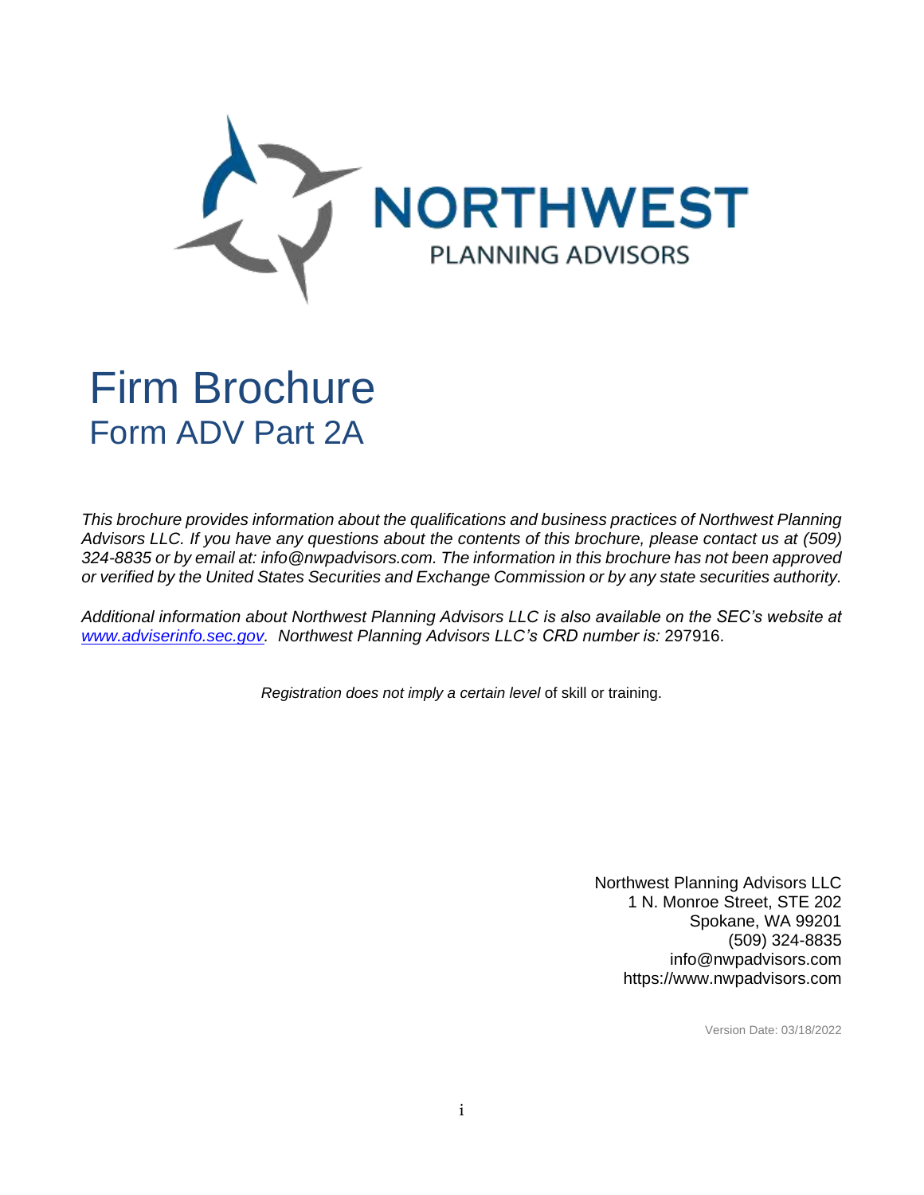NORTHWEST
PLANNING ADVISORS

# Firm Brochure
## Form ADV Part 2A

*This brochure provides information about the qualifications and business practices of Northwest Planning Advisors LLC. If you have any questions about the contents of this brochure, please contact us at (509) 324-8835 or by email at: info@nwpadvisors.com. The information in this brochure has not been approved or verified by the United States Securities and Exchange Commission or by any state securities authority.*

*Additional information about Northwest Planning Advisors LLC is also available on the SEC's website at [www.adviserinfo.sec.gov](http://www.adviserinfo.sec.gov). Northwest Planning Advisors LLC's CRD number is:* 297916.

*Registration does not imply a certain level* of skill or training.

Northwest Planning Advisors LLC
1 N. Monroe Street, STE 202
Spokane, WA 99201
(509) 324-8835
info@nwpadvisors.com
https://www.nwpadvisors.com

Version Date: 03/18/2022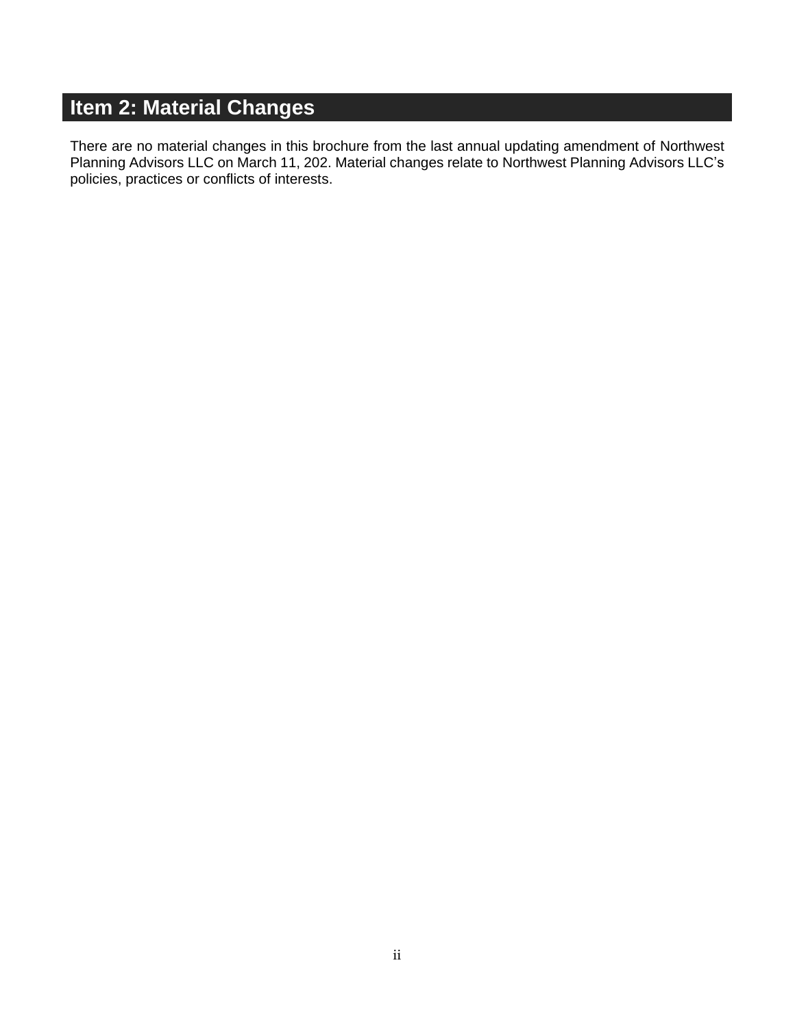## Item 2: Material Changes

There are no material changes in this brochure from the last annual updating amendment of Northwest Planning Advisors LLC on March 11, 202. Material changes relate to Northwest Planning Advisors LLC's policies, practices or conflicts of interests.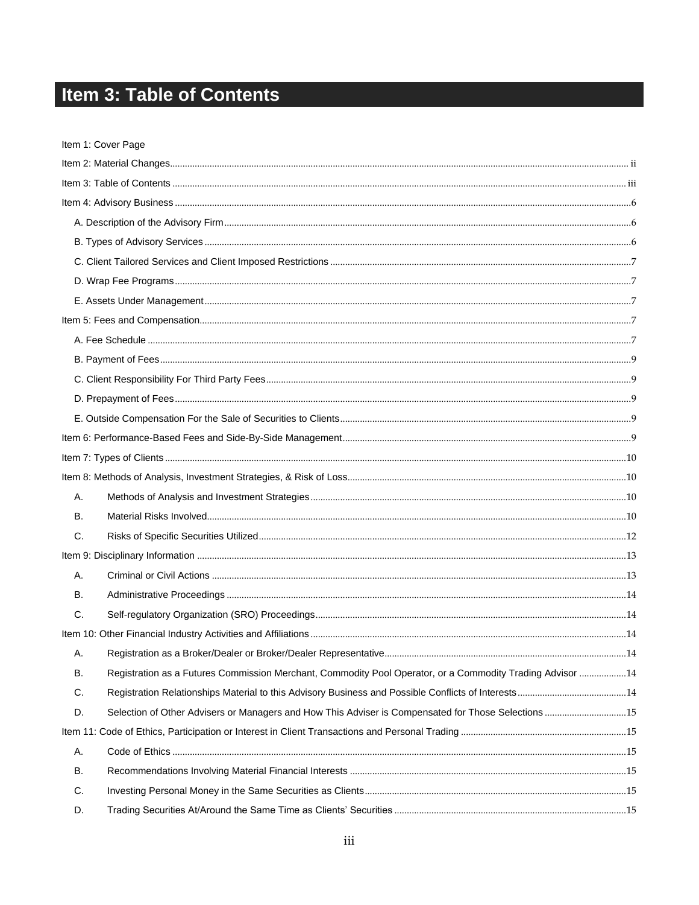# Item 3: Table of Contents

Item 1: Cover Page

Item 2: Material Changes ..... ii

Item 3: Table of Contents ..... iii

Item 4: Advisory Business ..... 6

- A. Description of the Advisory Firm ..... 6
- B. Types of Advisory Services ..... 6
- C. Client Tailored Services and Client Imposed Restrictions ..... 7
- D. Wrap Fee Programs ..... 7
- E. Assets Under Management ..... 7

Item 5: Fees and Compensation ..... 7

- A. Fee Schedule ..... 7
- B. Payment of Fees ..... 9
- C. Client Responsibility For Third Party Fees ..... 9
- D. Prepayment of Fees ..... 9
- E. Outside Compensation For the Sale of Securities to Clients ..... 9

Item 6: Performance-Based Fees and Side-By-Side Management ..... 9

Item 7: Types of Clients ..... 10

Item 8: Methods of Analysis, Investment Strategies, & Risk of Loss ..... 10

- A. Methods of Analysis and Investment Strategies ..... 10
- B. Material Risks Involved ..... 10
- C. Risks of Specific Securities Utilized ..... 12

Item 9: Disciplinary Information ..... 13

- A. Criminal or Civil Actions ..... 13
- B. Administrative Proceedings ..... 14
- C. Self-regulatory Organization (SRO) Proceedings ..... 14

Item 10: Other Financial Industry Activities and Affiliations ..... 14

- A. Registration as a Broker/Dealer or Broker/Dealer Representative ..... 14
- B. Registration as a Futures Commission Merchant, Commodity Pool Operator, or a Commodity Trading Advisor ..... 14
- C. Registration Relationships Material to this Advisory Business and Possible Conflicts of Interests ..... 14
- D. Selection of Other Advisers or Managers and How This Adviser is Compensated for Those Selections ..... 15

Item 11: Code of Ethics, Participation or Interest in Client Transactions and Personal Trading ..... 15

- A. Code of Ethics ..... 15
- B. Recommendations Involving Material Financial Interests ..... 15
- C. Investing Personal Money in the Same Securities as Clients ..... 15
- D. Trading Securities At/Around the Same Time as Clients' Securities ..... 15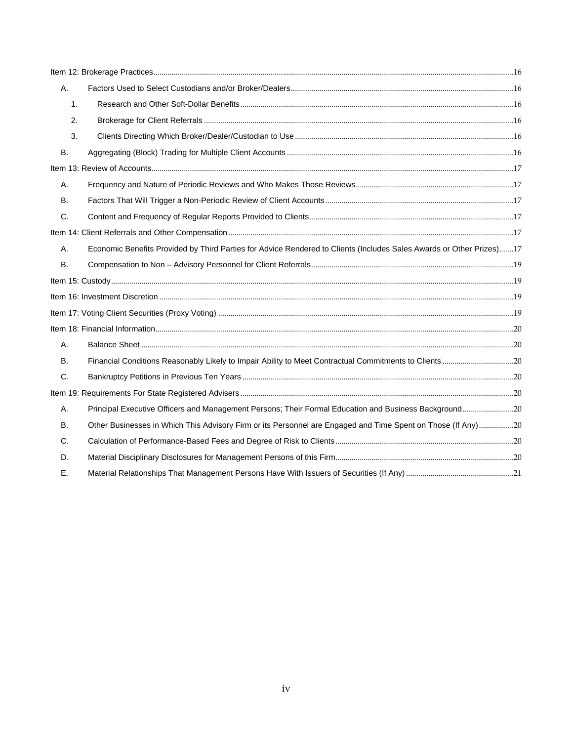- Item 12: Brokerage Practices ... 16
  - A. Factors Used to Select Custodians and/or Broker/Dealers ... 16
    - 1. Research and Other Soft-Dollar Benefits ... 16
    - 2. Brokerage for Client Referrals ... 16
    - 3. Clients Directing Which Broker/Dealer/Custodian to Use ... 16
  - B. Aggregating (Block) Trading for Multiple Client Accounts ... 16
- Item 13: Review of Accounts ... 17
  - A. Frequency and Nature of Periodic Reviews and Who Makes Those Reviews ... 17
  - B. Factors That Will Trigger a Non-Periodic Review of Client Accounts ... 17
  - C. Content and Frequency of Regular Reports Provided to Clients ... 17
- Item 14: Client Referrals and Other Compensation ... 17
  - A. Economic Benefits Provided by Third Parties for Advice Rendered to Clients (Includes Sales Awards or Other Prizes) ... 17
  - B. Compensation to Non – Advisory Personnel for Client Referrals ... 19
- Item 15: Custody ... 19
- Item 16: Investment Discretion ... 19
- Item 17: Voting Client Securities (Proxy Voting) ... 19
- Item 18: Financial Information ... 20
  - A. Balance Sheet ... 20
  - B. Financial Conditions Reasonably Likely to Impair Ability to Meet Contractual Commitments to Clients ... 20
  - C. Bankruptcy Petitions in Previous Ten Years ... 20
- Item 19: Requirements For State Registered Advisers ... 20
  - A. Principal Executive Officers and Management Persons; Their Formal Education and Business Background ... 20
  - B. Other Businesses in Which This Advisory Firm or its Personnel are Engaged and Time Spent on Those (If Any) ... 20
  - C. Calculation of Performance-Based Fees and Degree of Risk to Clients ... 20
  - D. Material Disciplinary Disclosures for Management Persons of this Firm ... 20
  - E. Material Relationships That Management Persons Have With Issuers of Securities (If Any) ... 21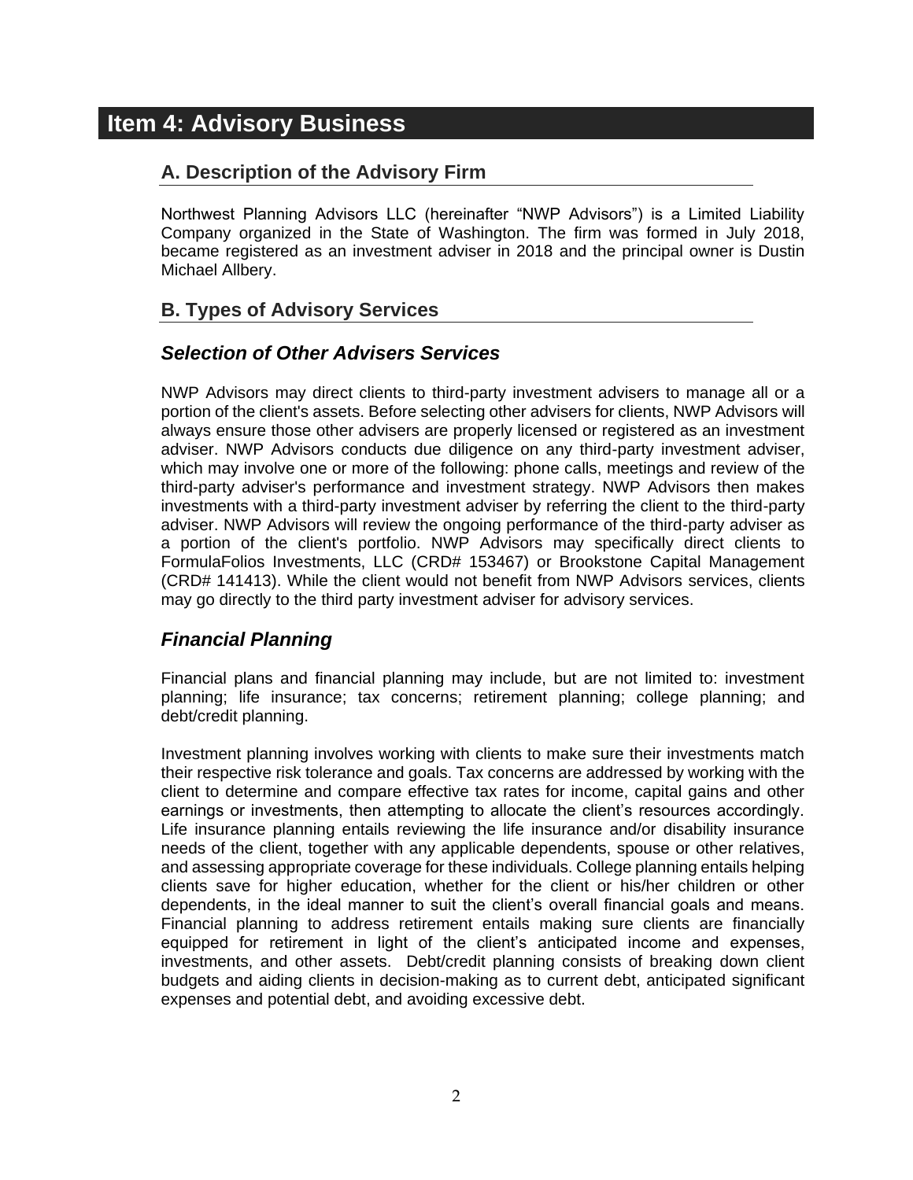# Item 4: Advisory Business

## A. Description of the Advisory Firm

Northwest Planning Advisors LLC (hereinafter "NWP Advisors") is a Limited Liability Company organized in the State of Washington. The firm was formed in July 2018, became registered as an investment adviser in 2018 and the principal owner is Dustin Michael Allbery.

## B. Types of Advisory Services

### *Selection of Other Advisers Services*

NWP Advisors may direct clients to third-party investment advisers to manage all or a portion of the client's assets. Before selecting other advisers for clients, NWP Advisors will always ensure those other advisers are properly licensed or registered as an investment adviser. NWP Advisors conducts due diligence on any third-party investment adviser, which may involve one or more of the following: phone calls, meetings and review of the third-party adviser's performance and investment strategy. NWP Advisors then makes investments with a third-party investment adviser by referring the client to the third-party adviser. NWP Advisors will review the ongoing performance of the third-party adviser as a portion of the client's portfolio. NWP Advisors may specifically direct clients to FormulaFolios Investments, LLC (CRD# 153467) or Brookstone Capital Management (CRD# 141413). While the client would not benefit from NWP Advisors services, clients may go directly to the third party investment adviser for advisory services.

### *Financial Planning*

Financial plans and financial planning may include, but are not limited to: investment planning; life insurance; tax concerns; retirement planning; college planning; and debt/credit planning.

Investment planning involves working with clients to make sure their investments match their respective risk tolerance and goals. Tax concerns are addressed by working with the client to determine and compare effective tax rates for income, capital gains and other earnings or investments, then attempting to allocate the client's resources accordingly. Life insurance planning entails reviewing the life insurance and/or disability insurance needs of the client, together with any applicable dependents, spouse or other relatives, and assessing appropriate coverage for these individuals. College planning entails helping clients save for higher education, whether for the client or his/her children or other dependents, in the ideal manner to suit the client's overall financial goals and means. Financial planning to address retirement entails making sure clients are financially equipped for retirement in light of the client's anticipated income and expenses, investments, and other assets. Debt/credit planning consists of breaking down client budgets and aiding clients in decision-making as to current debt, anticipated significant expenses and potential debt, and avoiding excessive debt.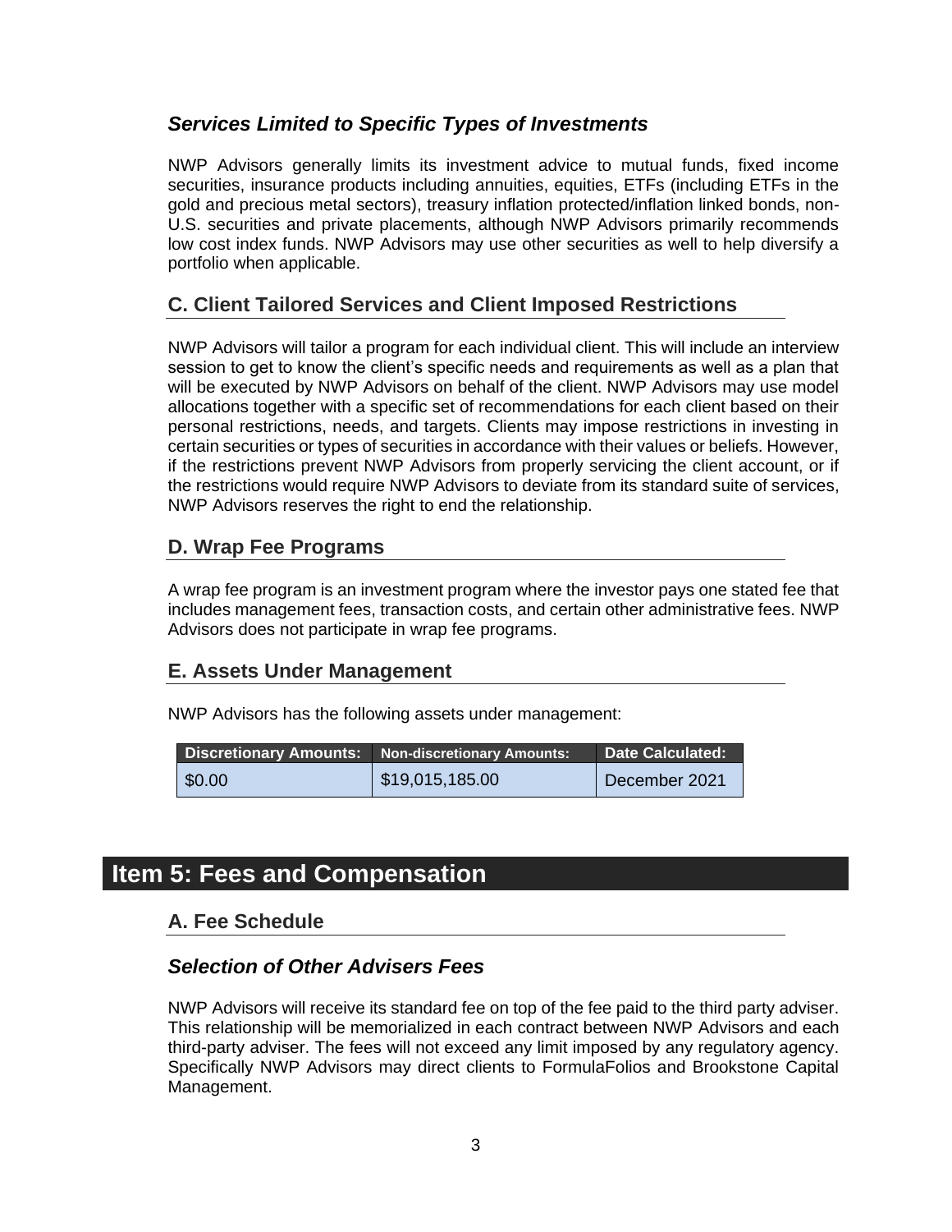### *Services Limited to Specific Types of Investments*

NWP Advisors generally limits its investment advice to mutual funds, fixed income securities, insurance products including annuities, equities, ETFs (including ETFs in the gold and precious metal sectors), treasury inflation protected/inflation linked bonds, non-U.S. securities and private placements, although NWP Advisors primarily recommends low cost index funds. NWP Advisors may use other securities as well to help diversify a portfolio when applicable.

## C. Client Tailored Services and Client Imposed Restrictions

NWP Advisors will tailor a program for each individual client. This will include an interview session to get to know the client's specific needs and requirements as well as a plan that will be executed by NWP Advisors on behalf of the client. NWP Advisors may use model allocations together with a specific set of recommendations for each client based on their personal restrictions, needs, and targets. Clients may impose restrictions in investing in certain securities or types of securities in accordance with their values or beliefs. However, if the restrictions prevent NWP Advisors from properly servicing the client account, or if the restrictions would require NWP Advisors to deviate from its standard suite of services, NWP Advisors reserves the right to end the relationship.

## D. Wrap Fee Programs

A wrap fee program is an investment program where the investor pays one stated fee that includes management fees, transaction costs, and certain other administrative fees. NWP Advisors does not participate in wrap fee programs.

## E. Assets Under Management

NWP Advisors has the following assets under management:

| Discretionary Amounts: | Non-discretionary Amounts: | Date Calculated: |
|---|---|---|
| $0.00 | $19,015,185.00 | December 2021 |

# Item 5: Fees and Compensation

## A. Fee Schedule

### *Selection of Other Advisers Fees*

NWP Advisors will receive its standard fee on top of the fee paid to the third party adviser. This relationship will be memorialized in each contract between NWP Advisors and each third-party adviser. The fees will not exceed any limit imposed by any regulatory agency. Specifically NWP Advisors may direct clients to FormulaFolios and Brookstone Capital Management.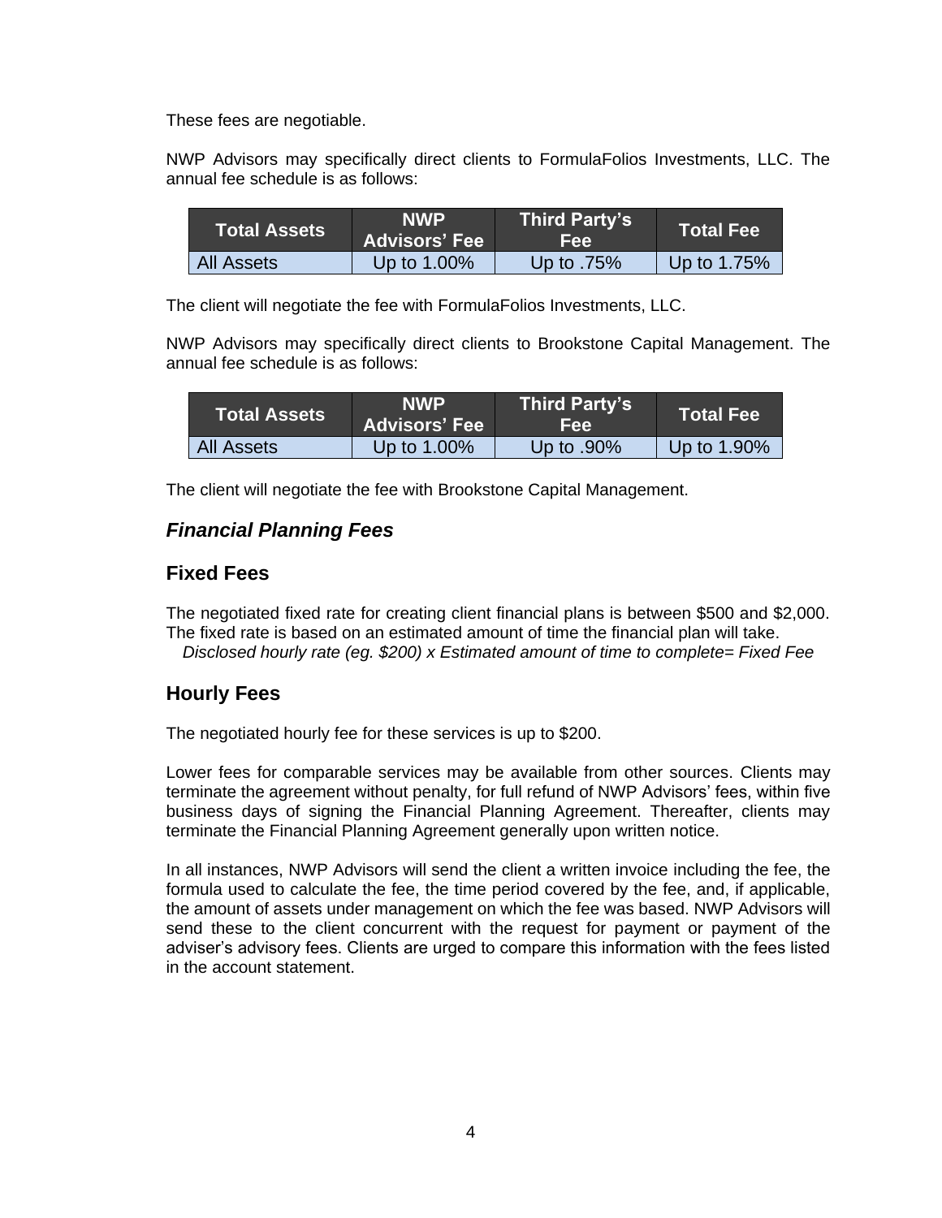These fees are negotiable.

NWP Advisors may specifically direct clients to FormulaFolios Investments, LLC. The annual fee schedule is as follows:

| Total Assets | NWP Advisors' Fee | Third Party's Fee | Total Fee |
|---|---|---|---|
| All Assets | Up to 1.00% | Up to .75% | Up to 1.75% |

The client will negotiate the fee with FormulaFolios Investments, LLC.

NWP Advisors may specifically direct clients to Brookstone Capital Management. The annual fee schedule is as follows:

| Total Assets | NWP Advisors' Fee | Third Party's Fee | Total Fee |
|---|---|---|---|
| All Assets | Up to 1.00% | Up to .90% | Up to 1.90% |

The client will negotiate the fee with Brookstone Capital Management.

### *Financial Planning Fees*

### Fixed Fees

The negotiated fixed rate for creating client financial plans is between $500 and $2,000. The fixed rate is based on an estimated amount of time the financial plan will take.

*Disclosed hourly rate (eg. $200) x Estimated amount of time to complete= Fixed Fee*

### Hourly Fees

The negotiated hourly fee for these services is up to $200.

Lower fees for comparable services may be available from other sources. Clients may terminate the agreement without penalty, for full refund of NWP Advisors' fees, within five business days of signing the Financial Planning Agreement. Thereafter, clients may terminate the Financial Planning Agreement generally upon written notice.

In all instances, NWP Advisors will send the client a written invoice including the fee, the formula used to calculate the fee, the time period covered by the fee, and, if applicable, the amount of assets under management on which the fee was based. NWP Advisors will send these to the client concurrent with the request for payment or payment of the adviser's advisory fees. Clients are urged to compare this information with the fees listed in the account statement.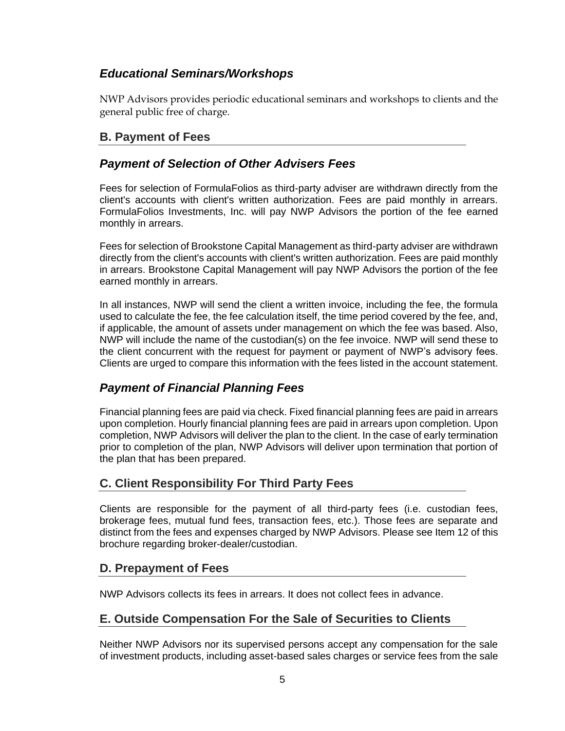### *Educational Seminars/Workshops*

NWP Advisors provides periodic educational seminars and workshops to clients and the general public free of charge.

## B. Payment of Fees

### *Payment of Selection of Other Advisers Fees*

Fees for selection of FormulaFolios as third-party adviser are withdrawn directly from the client's accounts with client's written authorization. Fees are paid monthly in arrears. FormulaFolios Investments, Inc. will pay NWP Advisors the portion of the fee earned monthly in arrears.

Fees for selection of Brookstone Capital Management as third-party adviser are withdrawn directly from the client's accounts with client's written authorization. Fees are paid monthly in arrears. Brookstone Capital Management will pay NWP Advisors the portion of the fee earned monthly in arrears.

In all instances, NWP will send the client a written invoice, including the fee, the formula used to calculate the fee, the fee calculation itself, the time period covered by the fee, and, if applicable, the amount of assets under management on which the fee was based. Also, NWP will include the name of the custodian(s) on the fee invoice. NWP will send these to the client concurrent with the request for payment or payment of NWP's advisory fees. Clients are urged to compare this information with the fees listed in the account statement.

### *Payment of Financial Planning Fees*

Financial planning fees are paid via check. Fixed financial planning fees are paid in arrears upon completion. Hourly financial planning fees are paid in arrears upon completion. Upon completion, NWP Advisors will deliver the plan to the client. In the case of early termination prior to completion of the plan, NWP Advisors will deliver upon termination that portion of the plan that has been prepared.

## C. Client Responsibility For Third Party Fees

Clients are responsible for the payment of all third-party fees (i.e. custodian fees, brokerage fees, mutual fund fees, transaction fees, etc.). Those fees are separate and distinct from the fees and expenses charged by NWP Advisors. Please see Item 12 of this brochure regarding broker-dealer/custodian.

## D. Prepayment of Fees

NWP Advisors collects its fees in arrears. It does not collect fees in advance.

## E. Outside Compensation For the Sale of Securities to Clients

Neither NWP Advisors nor its supervised persons accept any compensation for the sale of investment products, including asset-based sales charges or service fees from the sale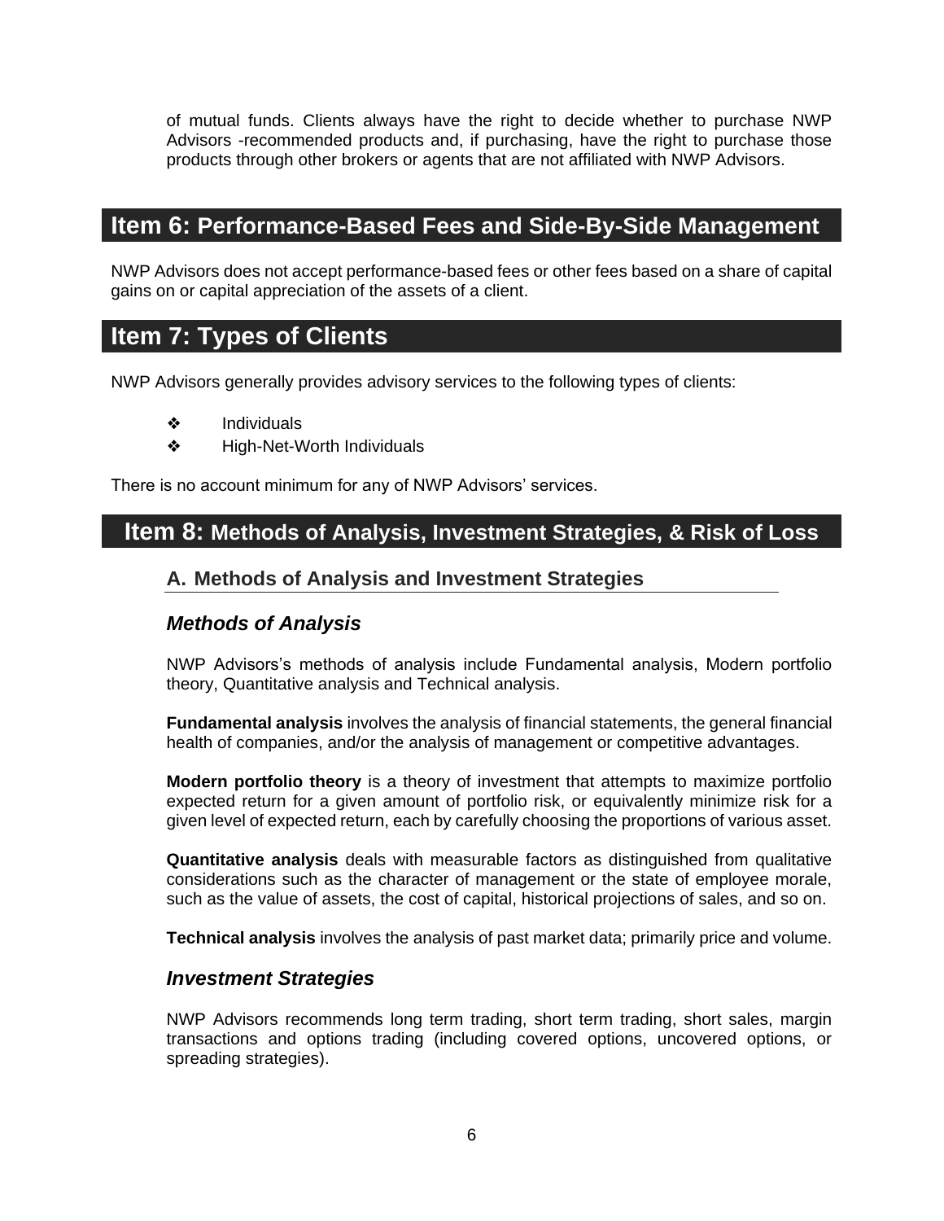of mutual funds. Clients always have the right to decide whether to purchase NWP Advisors -recommended products and, if purchasing, have the right to purchase those products through other brokers or agents that are not affiliated with NWP Advisors.

## Item 6: Performance-Based Fees and Side-By-Side Management

NWP Advisors does not accept performance-based fees or other fees based on a share of capital gains on or capital appreciation of the assets of a client.

## Item 7: Types of Clients

NWP Advisors generally provides advisory services to the following types of clients:

- Individuals
- High-Net-Worth Individuals

There is no account minimum for any of NWP Advisors' services.

## Item 8: Methods of Analysis, Investment Strategies, & Risk of Loss

### A. Methods of Analysis and Investment Strategies

#### *Methods of Analysis*

NWP Advisors's methods of analysis include Fundamental analysis, Modern portfolio theory, Quantitative analysis and Technical analysis.

**Fundamental analysis** involves the analysis of financial statements, the general financial health of companies, and/or the analysis of management or competitive advantages.

**Modern portfolio theory** is a theory of investment that attempts to maximize portfolio expected return for a given amount of portfolio risk, or equivalently minimize risk for a given level of expected return, each by carefully choosing the proportions of various asset.

**Quantitative analysis** deals with measurable factors as distinguished from qualitative considerations such as the character of management or the state of employee morale, such as the value of assets, the cost of capital, historical projections of sales, and so on.

**Technical analysis** involves the analysis of past market data; primarily price and volume.

#### *Investment Strategies*

NWP Advisors recommends long term trading, short term trading, short sales, margin transactions and options trading (including covered options, uncovered options, or spreading strategies).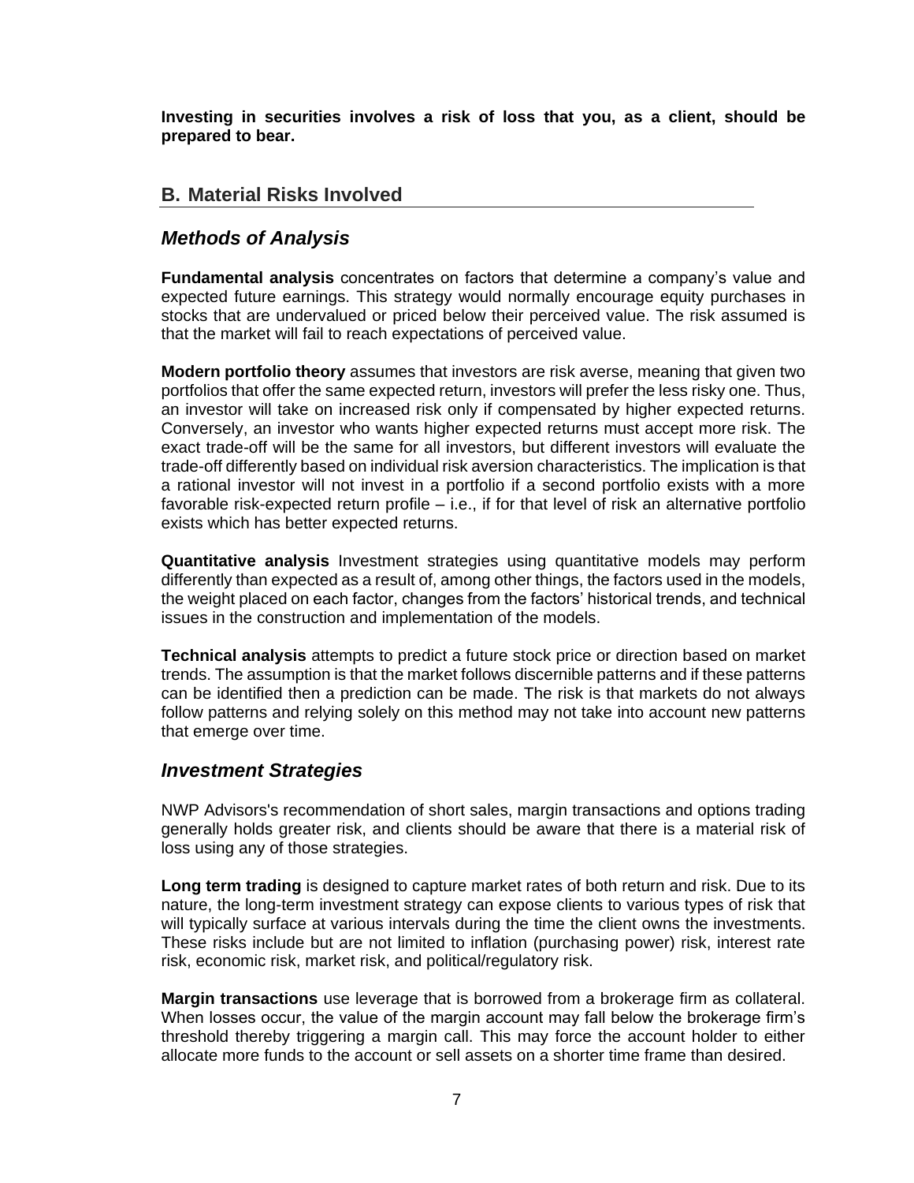**Investing in securities involves a risk of loss that you, as a client, should be prepared to bear.**

## B. Material Risks Involved

### *Methods of Analysis*

**Fundamental analysis** concentrates on factors that determine a company's value and expected future earnings. This strategy would normally encourage equity purchases in stocks that are undervalued or priced below their perceived value. The risk assumed is that the market will fail to reach expectations of perceived value.

**Modern portfolio theory** assumes that investors are risk averse, meaning that given two portfolios that offer the same expected return, investors will prefer the less risky one. Thus, an investor will take on increased risk only if compensated by higher expected returns. Conversely, an investor who wants higher expected returns must accept more risk. The exact trade-off will be the same for all investors, but different investors will evaluate the trade-off differently based on individual risk aversion characteristics. The implication is that a rational investor will not invest in a portfolio if a second portfolio exists with a more favorable risk-expected return profile – i.e., if for that level of risk an alternative portfolio exists which has better expected returns.

**Quantitative analysis** Investment strategies using quantitative models may perform differently than expected as a result of, among other things, the factors used in the models, the weight placed on each factor, changes from the factors' historical trends, and technical issues in the construction and implementation of the models.

**Technical analysis** attempts to predict a future stock price or direction based on market trends. The assumption is that the market follows discernible patterns and if these patterns can be identified then a prediction can be made. The risk is that markets do not always follow patterns and relying solely on this method may not take into account new patterns that emerge over time.

### *Investment Strategies*

NWP Advisors's recommendation of short sales, margin transactions and options trading generally holds greater risk, and clients should be aware that there is a material risk of loss using any of those strategies.

**Long term trading** is designed to capture market rates of both return and risk. Due to its nature, the long-term investment strategy can expose clients to various types of risk that will typically surface at various intervals during the time the client owns the investments. These risks include but are not limited to inflation (purchasing power) risk, interest rate risk, economic risk, market risk, and political/regulatory risk.

**Margin transactions** use leverage that is borrowed from a brokerage firm as collateral. When losses occur, the value of the margin account may fall below the brokerage firm's threshold thereby triggering a margin call. This may force the account holder to either allocate more funds to the account or sell assets on a shorter time frame than desired.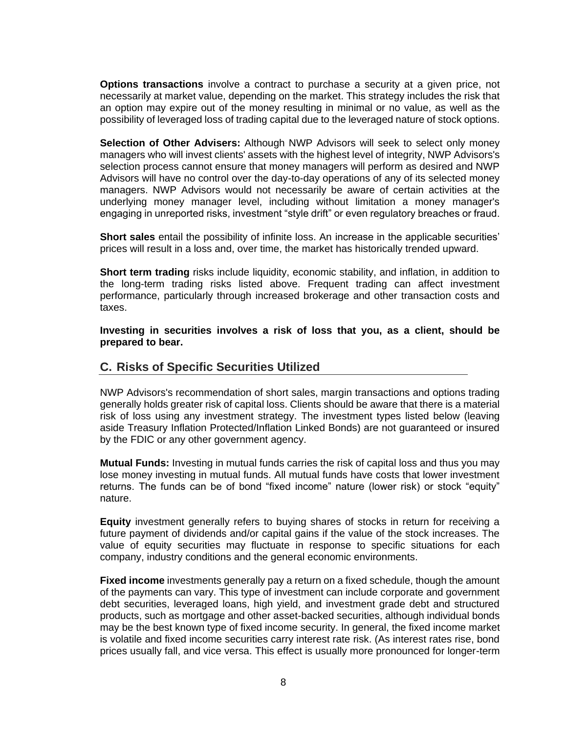**Options transactions** involve a contract to purchase a security at a given price, not necessarily at market value, depending on the market. This strategy includes the risk that an option may expire out of the money resulting in minimal or no value, as well as the possibility of leveraged loss of trading capital due to the leveraged nature of stock options.

**Selection of Other Advisers:** Although NWP Advisors will seek to select only money managers who will invest clients' assets with the highest level of integrity, NWP Advisors's selection process cannot ensure that money managers will perform as desired and NWP Advisors will have no control over the day-to-day operations of any of its selected money managers. NWP Advisors would not necessarily be aware of certain activities at the underlying money manager level, including without limitation a money manager's engaging in unreported risks, investment "style drift" or even regulatory breaches or fraud.

**Short sales** entail the possibility of infinite loss. An increase in the applicable securities' prices will result in a loss and, over time, the market has historically trended upward.

**Short term trading** risks include liquidity, economic stability, and inflation, in addition to the long-term trading risks listed above. Frequent trading can affect investment performance, particularly through increased brokerage and other transaction costs and taxes.

**Investing in securities involves a risk of loss that you, as a client, should be prepared to bear.**

## C. Risks of Specific Securities Utilized

NWP Advisors's recommendation of short sales, margin transactions and options trading generally holds greater risk of capital loss. Clients should be aware that there is a material risk of loss using any investment strategy. The investment types listed below (leaving aside Treasury Inflation Protected/Inflation Linked Bonds) are not guaranteed or insured by the FDIC or any other government agency.

**Mutual Funds:** Investing in mutual funds carries the risk of capital loss and thus you may lose money investing in mutual funds. All mutual funds have costs that lower investment returns. The funds can be of bond "fixed income" nature (lower risk) or stock "equity" nature.

**Equity** investment generally refers to buying shares of stocks in return for receiving a future payment of dividends and/or capital gains if the value of the stock increases. The value of equity securities may fluctuate in response to specific situations for each company, industry conditions and the general economic environments.

**Fixed income** investments generally pay a return on a fixed schedule, though the amount of the payments can vary. This type of investment can include corporate and government debt securities, leveraged loans, high yield, and investment grade debt and structured products, such as mortgage and other asset-backed securities, although individual bonds may be the best known type of fixed income security. In general, the fixed income market is volatile and fixed income securities carry interest rate risk. (As interest rates rise, bond prices usually fall, and vice versa. This effect is usually more pronounced for longer-term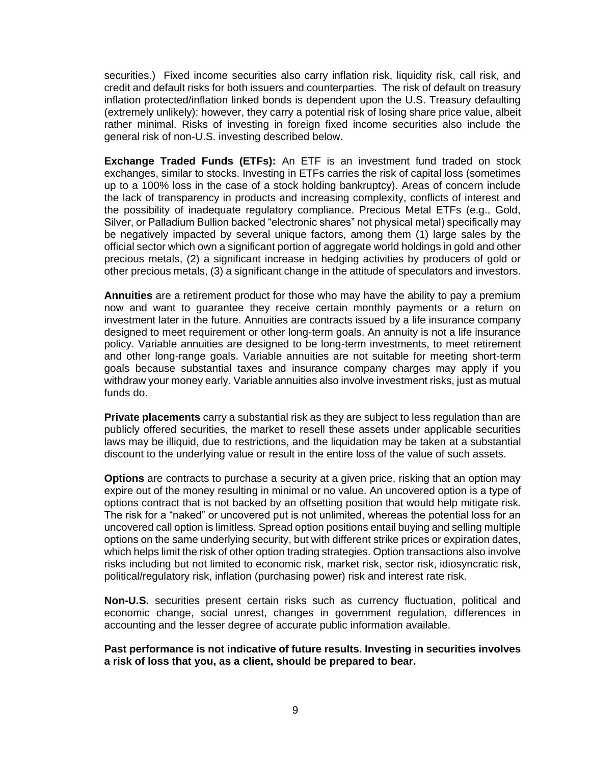securities.) Fixed income securities also carry inflation risk, liquidity risk, call risk, and credit and default risks for both issuers and counterparties. The risk of default on treasury inflation protected/inflation linked bonds is dependent upon the U.S. Treasury defaulting (extremely unlikely); however, they carry a potential risk of losing share price value, albeit rather minimal. Risks of investing in foreign fixed income securities also include the general risk of non-U.S. investing described below.

**Exchange Traded Funds (ETFs):** An ETF is an investment fund traded on stock exchanges, similar to stocks. Investing in ETFs carries the risk of capital loss (sometimes up to a 100% loss in the case of a stock holding bankruptcy). Areas of concern include the lack of transparency in products and increasing complexity, conflicts of interest and the possibility of inadequate regulatory compliance. Precious Metal ETFs (e.g., Gold, Silver, or Palladium Bullion backed "electronic shares" not physical metal) specifically may be negatively impacted by several unique factors, among them (1) large sales by the official sector which own a significant portion of aggregate world holdings in gold and other precious metals, (2) a significant increase in hedging activities by producers of gold or other precious metals, (3) a significant change in the attitude of speculators and investors.

**Annuities** are a retirement product for those who may have the ability to pay a premium now and want to guarantee they receive certain monthly payments or a return on investment later in the future. Annuities are contracts issued by a life insurance company designed to meet requirement or other long-term goals. An annuity is not a life insurance policy. Variable annuities are designed to be long-term investments, to meet retirement and other long-range goals. Variable annuities are not suitable for meeting short-term goals because substantial taxes and insurance company charges may apply if you withdraw your money early. Variable annuities also involve investment risks, just as mutual funds do.

**Private placements** carry a substantial risk as they are subject to less regulation than are publicly offered securities, the market to resell these assets under applicable securities laws may be illiquid, due to restrictions, and the liquidation may be taken at a substantial discount to the underlying value or result in the entire loss of the value of such assets.

**Options** are contracts to purchase a security at a given price, risking that an option may expire out of the money resulting in minimal or no value. An uncovered option is a type of options contract that is not backed by an offsetting position that would help mitigate risk. The risk for a "naked" or uncovered put is not unlimited, whereas the potential loss for an uncovered call option is limitless. Spread option positions entail buying and selling multiple options on the same underlying security, but with different strike prices or expiration dates, which helps limit the risk of other option trading strategies. Option transactions also involve risks including but not limited to economic risk, market risk, sector risk, idiosyncratic risk, political/regulatory risk, inflation (purchasing power) risk and interest rate risk.

**Non-U.S.** securities present certain risks such as currency fluctuation, political and economic change, social unrest, changes in government regulation, differences in accounting and the lesser degree of accurate public information available.

**Past performance is not indicative of future results. Investing in securities involves a risk of loss that you, as a client, should be prepared to bear.**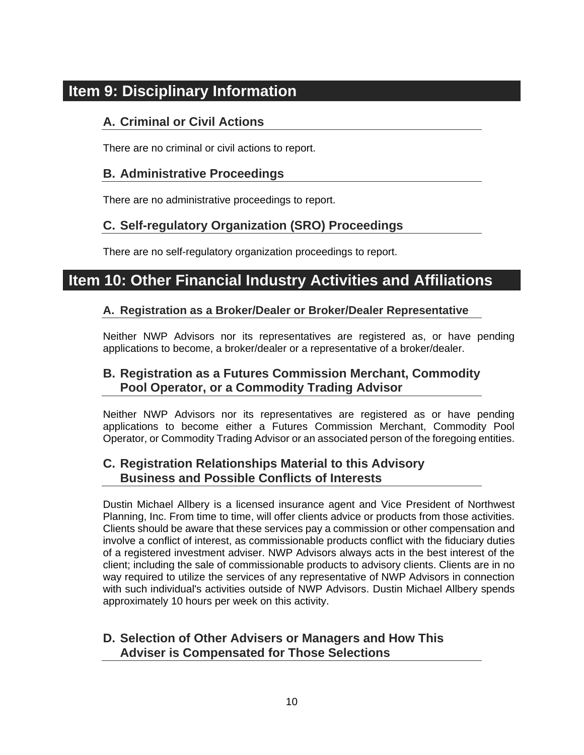## Item 9: Disciplinary Information

### A. Criminal or Civil Actions

There are no criminal or civil actions to report.

### B. Administrative Proceedings

There are no administrative proceedings to report.

### C. Self-regulatory Organization (SRO) Proceedings

There are no self-regulatory organization proceedings to report.

## Item 10: Other Financial Industry Activities and Affiliations

### A. Registration as a Broker/Dealer or Broker/Dealer Representative

Neither NWP Advisors nor its representatives are registered as, or have pending applications to become, a broker/dealer or a representative of a broker/dealer.

### B. Registration as a Futures Commission Merchant, Commodity Pool Operator, or a Commodity Trading Advisor

Neither NWP Advisors nor its representatives are registered as or have pending applications to become either a Futures Commission Merchant, Commodity Pool Operator, or Commodity Trading Advisor or an associated person of the foregoing entities.

### C. Registration Relationships Material to this Advisory Business and Possible Conflicts of Interests

Dustin Michael Allbery is a licensed insurance agent and Vice President of Northwest Planning, Inc. From time to time, will offer clients advice or products from those activities. Clients should be aware that these services pay a commission or other compensation and involve a conflict of interest, as commissionable products conflict with the fiduciary duties of a registered investment adviser. NWP Advisors always acts in the best interest of the client; including the sale of commissionable products to advisory clients. Clients are in no way required to utilize the services of any representative of NWP Advisors in connection with such individual's activities outside of NWP Advisors. Dustin Michael Allbery spends approximately 10 hours per week on this activity.

### D. Selection of Other Advisers or Managers and How This Adviser is Compensated for Those Selections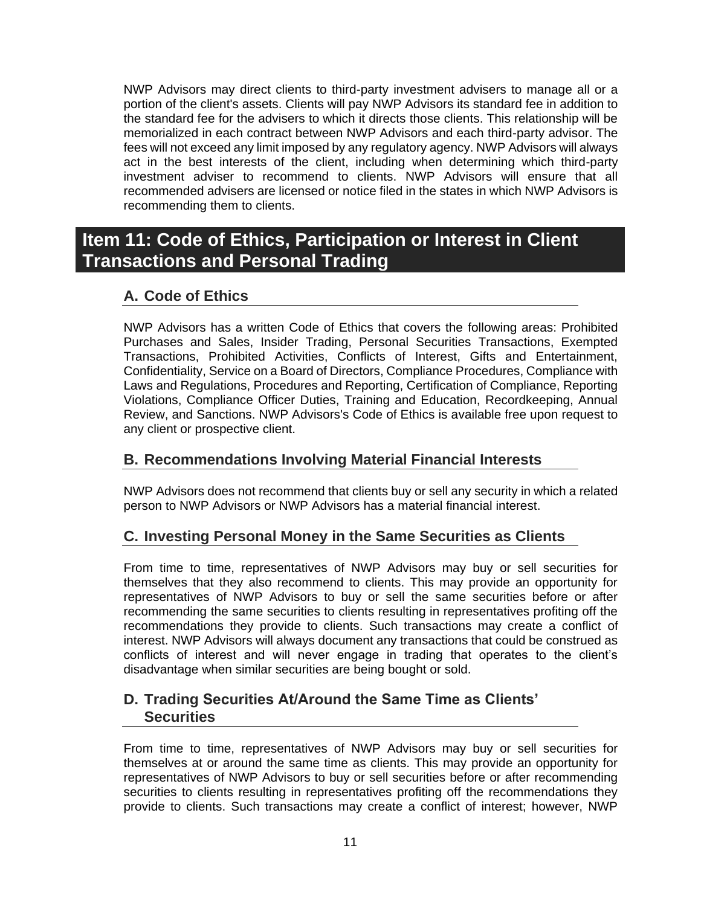NWP Advisors may direct clients to third-party investment advisers to manage all or a portion of the client's assets. Clients will pay NWP Advisors its standard fee in addition to the standard fee for the advisers to which it directs those clients. This relationship will be memorialized in each contract between NWP Advisors and each third-party advisor. The fees will not exceed any limit imposed by any regulatory agency. NWP Advisors will always act in the best interests of the client, including when determining which third-party investment adviser to recommend to clients. NWP Advisors will ensure that all recommended advisers are licensed or notice filed in the states in which NWP Advisors is recommending them to clients.

# Item 11: Code of Ethics, Participation or Interest in Client Transactions and Personal Trading

## A. Code of Ethics

NWP Advisors has a written Code of Ethics that covers the following areas: Prohibited Purchases and Sales, Insider Trading, Personal Securities Transactions, Exempted Transactions, Prohibited Activities, Conflicts of Interest, Gifts and Entertainment, Confidentiality, Service on a Board of Directors, Compliance Procedures, Compliance with Laws and Regulations, Procedures and Reporting, Certification of Compliance, Reporting Violations, Compliance Officer Duties, Training and Education, Recordkeeping, Annual Review, and Sanctions. NWP Advisors's Code of Ethics is available free upon request to any client or prospective client.

## B. Recommendations Involving Material Financial Interests

NWP Advisors does not recommend that clients buy or sell any security in which a related person to NWP Advisors or NWP Advisors has a material financial interest.

## C. Investing Personal Money in the Same Securities as Clients

From time to time, representatives of NWP Advisors may buy or sell securities for themselves that they also recommend to clients. This may provide an opportunity for representatives of NWP Advisors to buy or sell the same securities before or after recommending the same securities to clients resulting in representatives profiting off the recommendations they provide to clients. Such transactions may create a conflict of interest. NWP Advisors will always document any transactions that could be construed as conflicts of interest and will never engage in trading that operates to the client's disadvantage when similar securities are being bought or sold.

## D. Trading Securities At/Around the Same Time as Clients' Securities

From time to time, representatives of NWP Advisors may buy or sell securities for themselves at or around the same time as clients. This may provide an opportunity for representatives of NWP Advisors to buy or sell securities before or after recommending securities to clients resulting in representatives profiting off the recommendations they provide to clients. Such transactions may create a conflict of interest; however, NWP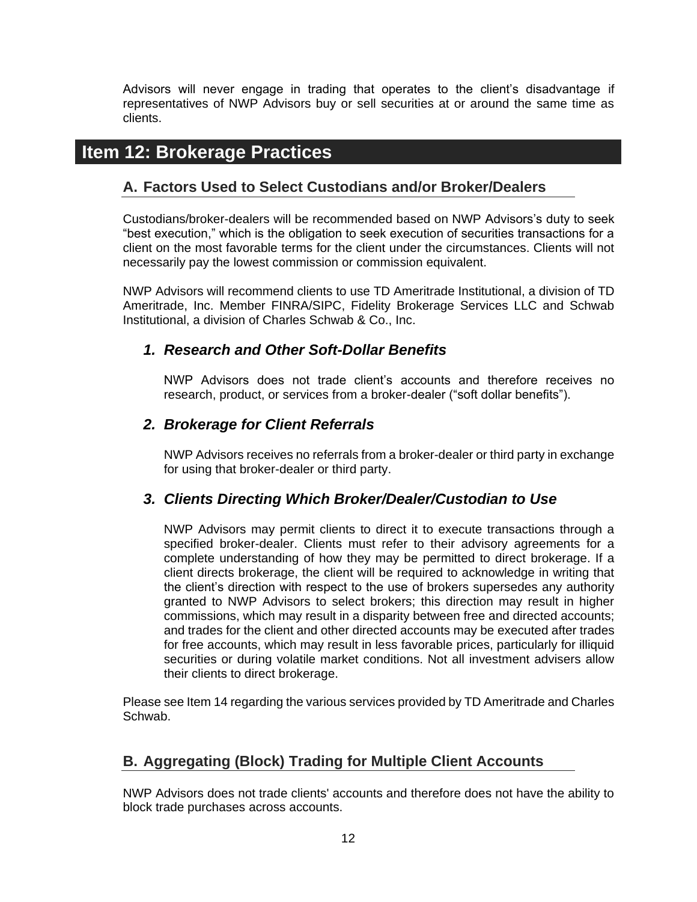Advisors will never engage in trading that operates to the client's disadvantage if representatives of NWP Advisors buy or sell securities at or around the same time as clients.

# Item 12: Brokerage Practices

## A. Factors Used to Select Custodians and/or Broker/Dealers

Custodians/broker-dealers will be recommended based on NWP Advisors's duty to seek "best execution," which is the obligation to seek execution of securities transactions for a client on the most favorable terms for the client under the circumstances. Clients will not necessarily pay the lowest commission or commission equivalent.

NWP Advisors will recommend clients to use TD Ameritrade Institutional, a division of TD Ameritrade, Inc. Member FINRA/SIPC, Fidelity Brokerage Services LLC and Schwab Institutional, a division of Charles Schwab & Co., Inc.

### *1. Research and Other Soft-Dollar Benefits*

NWP Advisors does not trade client's accounts and therefore receives no research, product, or services from a broker-dealer ("soft dollar benefits").

### *2. Brokerage for Client Referrals*

NWP Advisors receives no referrals from a broker-dealer or third party in exchange for using that broker-dealer or third party.

### *3. Clients Directing Which Broker/Dealer/Custodian to Use*

NWP Advisors may permit clients to direct it to execute transactions through a specified broker-dealer. Clients must refer to their advisory agreements for a complete understanding of how they may be permitted to direct brokerage. If a client directs brokerage, the client will be required to acknowledge in writing that the client's direction with respect to the use of brokers supersedes any authority granted to NWP Advisors to select brokers; this direction may result in higher commissions, which may result in a disparity between free and directed accounts; and trades for the client and other directed accounts may be executed after trades for free accounts, which may result in less favorable prices, particularly for illiquid securities or during volatile market conditions. Not all investment advisers allow their clients to direct brokerage.

Please see Item 14 regarding the various services provided by TD Ameritrade and Charles Schwab.

## B. Aggregating (Block) Trading for Multiple Client Accounts

NWP Advisors does not trade clients' accounts and therefore does not have the ability to block trade purchases across accounts.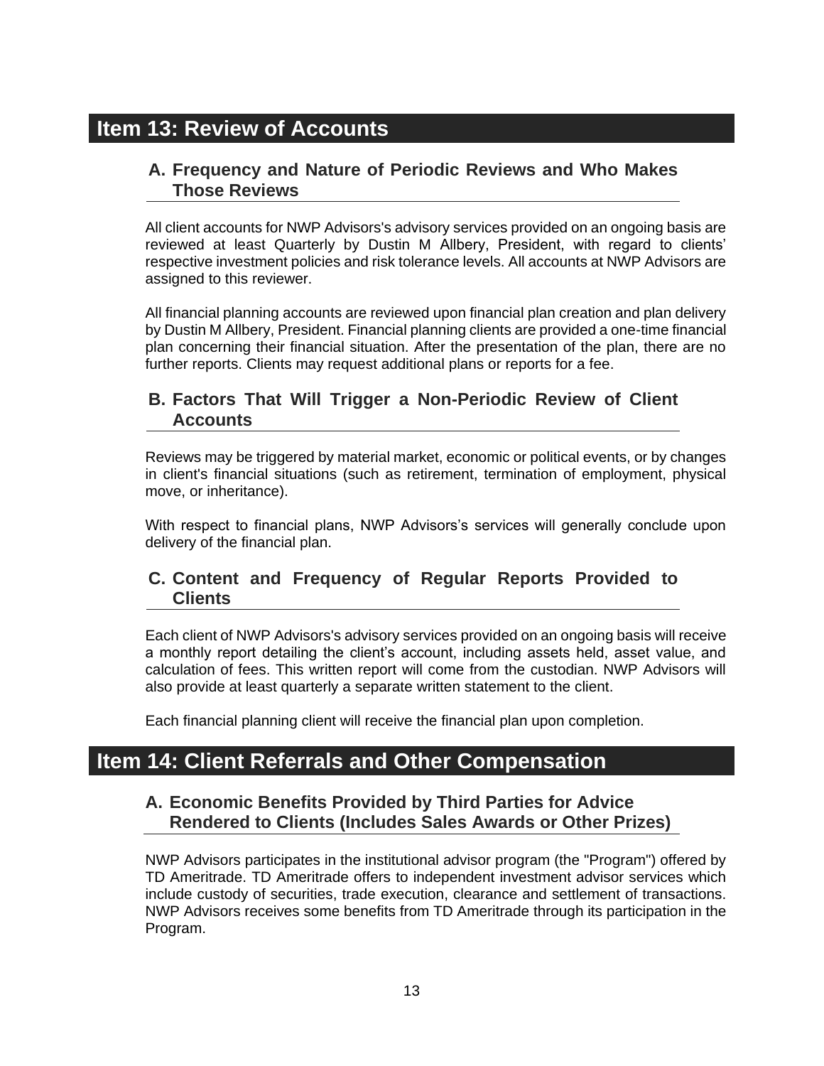## Item 13: Review of Accounts

### A. Frequency and Nature of Periodic Reviews and Who Makes Those Reviews

All client accounts for NWP Advisors's advisory services provided on an ongoing basis are reviewed at least Quarterly by Dustin M Allbery, President, with regard to clients' respective investment policies and risk tolerance levels. All accounts at NWP Advisors are assigned to this reviewer.

All financial planning accounts are reviewed upon financial plan creation and plan delivery by Dustin M Allbery, President. Financial planning clients are provided a one-time financial plan concerning their financial situation. After the presentation of the plan, there are no further reports. Clients may request additional plans or reports for a fee.

### B. Factors That Will Trigger a Non-Periodic Review of Client Accounts

Reviews may be triggered by material market, economic or political events, or by changes in client's financial situations (such as retirement, termination of employment, physical move, or inheritance).

With respect to financial plans, NWP Advisors's services will generally conclude upon delivery of the financial plan.

### C. Content and Frequency of Regular Reports Provided to Clients

Each client of NWP Advisors's advisory services provided on an ongoing basis will receive a monthly report detailing the client's account, including assets held, asset value, and calculation of fees. This written report will come from the custodian. NWP Advisors will also provide at least quarterly a separate written statement to the client.

Each financial planning client will receive the financial plan upon completion.

## Item 14: Client Referrals and Other Compensation

### A. Economic Benefits Provided by Third Parties for Advice Rendered to Clients (Includes Sales Awards or Other Prizes)

NWP Advisors participates in the institutional advisor program (the "Program") offered by TD Ameritrade. TD Ameritrade offers to independent investment advisor services which include custody of securities, trade execution, clearance and settlement of transactions. NWP Advisors receives some benefits from TD Ameritrade through its participation in the Program.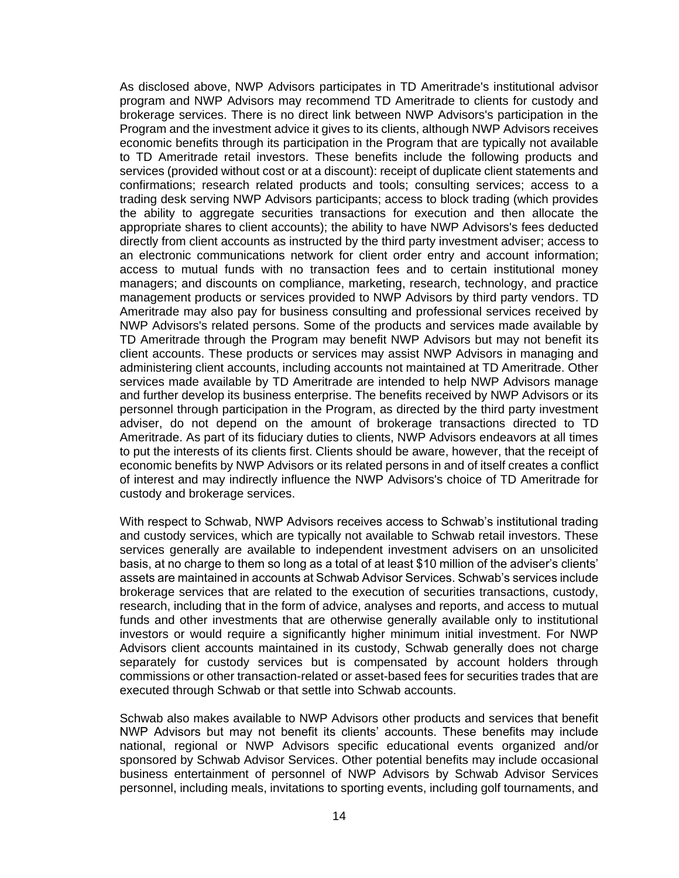As disclosed above, NWP Advisors participates in TD Ameritrade's institutional advisor program and NWP Advisors may recommend TD Ameritrade to clients for custody and brokerage services. There is no direct link between NWP Advisors's participation in the Program and the investment advice it gives to its clients, although NWP Advisors receives economic benefits through its participation in the Program that are typically not available to TD Ameritrade retail investors. These benefits include the following products and services (provided without cost or at a discount): receipt of duplicate client statements and confirmations; research related products and tools; consulting services; access to a trading desk serving NWP Advisors participants; access to block trading (which provides the ability to aggregate securities transactions for execution and then allocate the appropriate shares to client accounts); the ability to have NWP Advisors's fees deducted directly from client accounts as instructed by the third party investment adviser; access to an electronic communications network for client order entry and account information; access to mutual funds with no transaction fees and to certain institutional money managers; and discounts on compliance, marketing, research, technology, and practice management products or services provided to NWP Advisors by third party vendors. TD Ameritrade may also pay for business consulting and professional services received by NWP Advisors's related persons. Some of the products and services made available by TD Ameritrade through the Program may benefit NWP Advisors but may not benefit its client accounts. These products or services may assist NWP Advisors in managing and administering client accounts, including accounts not maintained at TD Ameritrade. Other services made available by TD Ameritrade are intended to help NWP Advisors manage and further develop its business enterprise. The benefits received by NWP Advisors or its personnel through participation in the Program, as directed by the third party investment adviser, do not depend on the amount of brokerage transactions directed to TD Ameritrade. As part of its fiduciary duties to clients, NWP Advisors endeavors at all times to put the interests of its clients first. Clients should be aware, however, that the receipt of economic benefits by NWP Advisors or its related persons in and of itself creates a conflict of interest and may indirectly influence the NWP Advisors's choice of TD Ameritrade for custody and brokerage services.

With respect to Schwab, NWP Advisors receives access to Schwab's institutional trading and custody services, which are typically not available to Schwab retail investors. These services generally are available to independent investment advisers on an unsolicited basis, at no charge to them so long as a total of at least $10 million of the adviser's clients' assets are maintained in accounts at Schwab Advisor Services. Schwab's services include brokerage services that are related to the execution of securities transactions, custody, research, including that in the form of advice, analyses and reports, and access to mutual funds and other investments that are otherwise generally available only to institutional investors or would require a significantly higher minimum initial investment. For NWP Advisors client accounts maintained in its custody, Schwab generally does not charge separately for custody services but is compensated by account holders through commissions or other transaction-related or asset-based fees for securities trades that are executed through Schwab or that settle into Schwab accounts.

Schwab also makes available to NWP Advisors other products and services that benefit NWP Advisors but may not benefit its clients' accounts. These benefits may include national, regional or NWP Advisors specific educational events organized and/or sponsored by Schwab Advisor Services. Other potential benefits may include occasional business entertainment of personnel of NWP Advisors by Schwab Advisor Services personnel, including meals, invitations to sporting events, including golf tournaments, and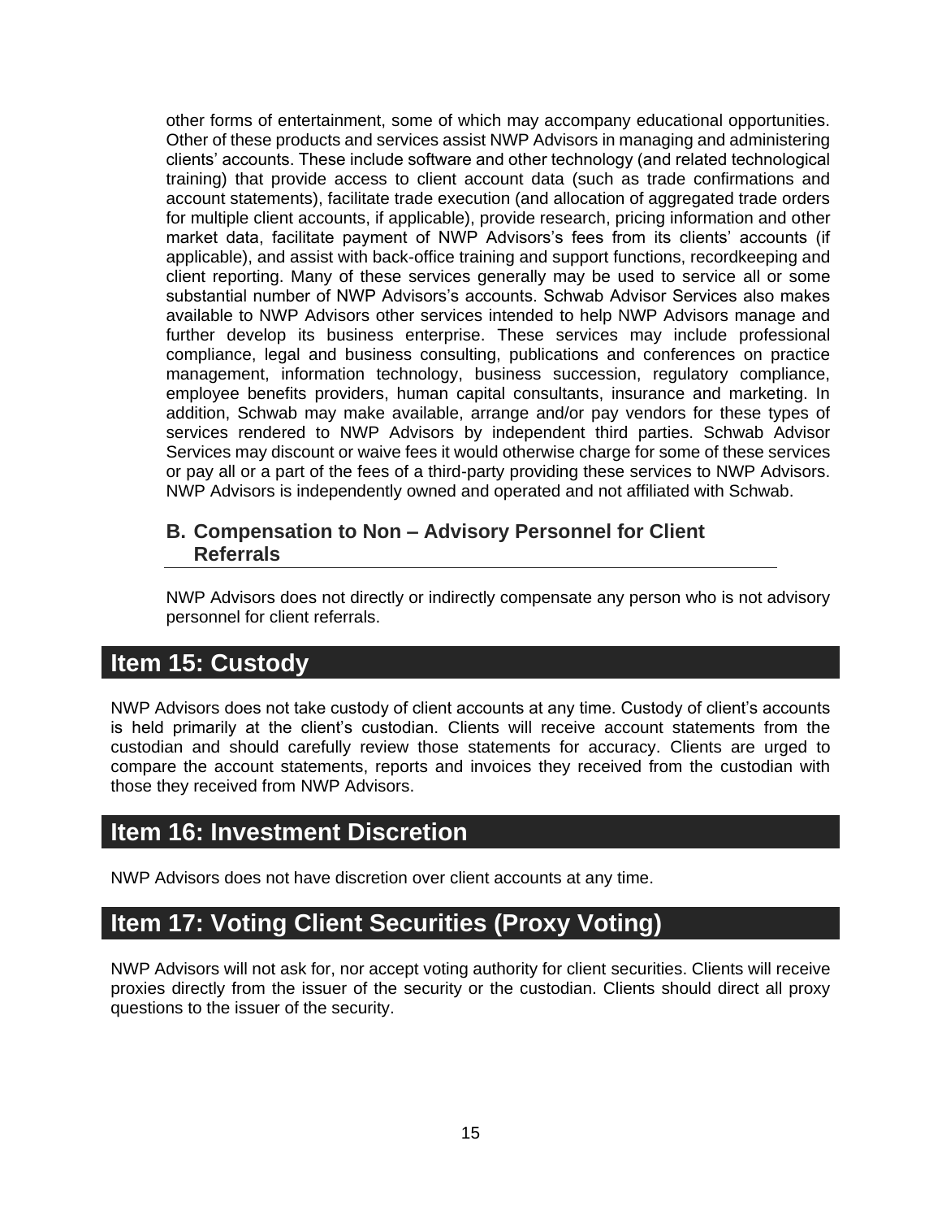other forms of entertainment, some of which may accompany educational opportunities. Other of these products and services assist NWP Advisors in managing and administering clients' accounts. These include software and other technology (and related technological training) that provide access to client account data (such as trade confirmations and account statements), facilitate trade execution (and allocation of aggregated trade orders for multiple client accounts, if applicable), provide research, pricing information and other market data, facilitate payment of NWP Advisors's fees from its clients' accounts (if applicable), and assist with back-office training and support functions, recordkeeping and client reporting. Many of these services generally may be used to service all or some substantial number of NWP Advisors's accounts. Schwab Advisor Services also makes available to NWP Advisors other services intended to help NWP Advisors manage and further develop its business enterprise. These services may include professional compliance, legal and business consulting, publications and conferences on practice management, information technology, business succession, regulatory compliance, employee benefits providers, human capital consultants, insurance and marketing. In addition, Schwab may make available, arrange and/or pay vendors for these types of services rendered to NWP Advisors by independent third parties. Schwab Advisor Services may discount or waive fees it would otherwise charge for some of these services or pay all or a part of the fees of a third-party providing these services to NWP Advisors. NWP Advisors is independently owned and operated and not affiliated with Schwab.

### B. Compensation to Non – Advisory Personnel for Client Referrals

NWP Advisors does not directly or indirectly compensate any person who is not advisory personnel for client referrals.

## Item 15: Custody

NWP Advisors does not take custody of client accounts at any time. Custody of client's accounts is held primarily at the client's custodian. Clients will receive account statements from the custodian and should carefully review those statements for accuracy. Clients are urged to compare the account statements, reports and invoices they received from the custodian with those they received from NWP Advisors.

## Item 16: Investment Discretion

NWP Advisors does not have discretion over client accounts at any time.

## Item 17: Voting Client Securities (Proxy Voting)

NWP Advisors will not ask for, nor accept voting authority for client securities. Clients will receive proxies directly from the issuer of the security or the custodian. Clients should direct all proxy questions to the issuer of the security.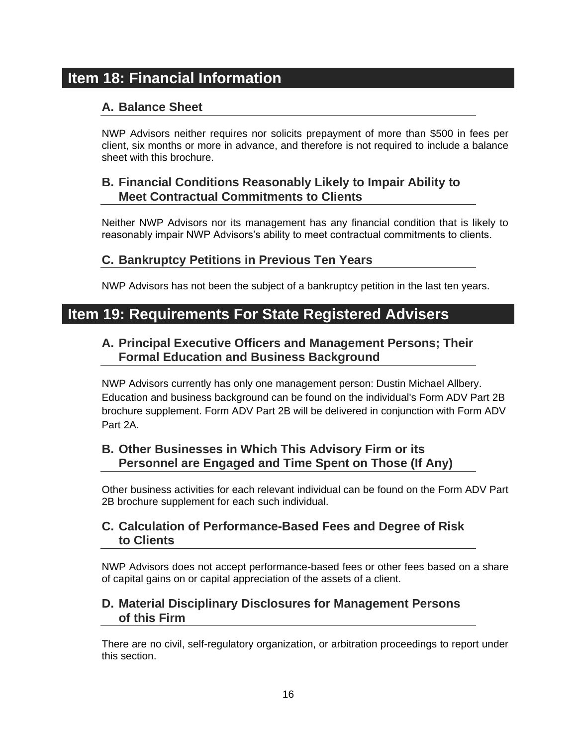## Item 18: Financial Information

### A. Balance Sheet

NWP Advisors neither requires nor solicits prepayment of more than $500 in fees per client, six months or more in advance, and therefore is not required to include a balance sheet with this brochure.

### B. Financial Conditions Reasonably Likely to Impair Ability to Meet Contractual Commitments to Clients

Neither NWP Advisors nor its management has any financial condition that is likely to reasonably impair NWP Advisors's ability to meet contractual commitments to clients.

### C. Bankruptcy Petitions in Previous Ten Years

NWP Advisors has not been the subject of a bankruptcy petition in the last ten years.

## Item 19: Requirements For State Registered Advisers

### A. Principal Executive Officers and Management Persons; Their Formal Education and Business Background

NWP Advisors currently has only one management person: Dustin Michael Allbery. Education and business background can be found on the individual's Form ADV Part 2B brochure supplement. Form ADV Part 2B will be delivered in conjunction with Form ADV Part 2A.

### B. Other Businesses in Which This Advisory Firm or its Personnel are Engaged and Time Spent on Those (If Any)

Other business activities for each relevant individual can be found on the Form ADV Part 2B brochure supplement for each such individual.

### C. Calculation of Performance-Based Fees and Degree of Risk to Clients

NWP Advisors does not accept performance-based fees or other fees based on a share of capital gains on or capital appreciation of the assets of a client.

### D. Material Disciplinary Disclosures for Management Persons of this Firm

There are no civil, self-regulatory organization, or arbitration proceedings to report under this section.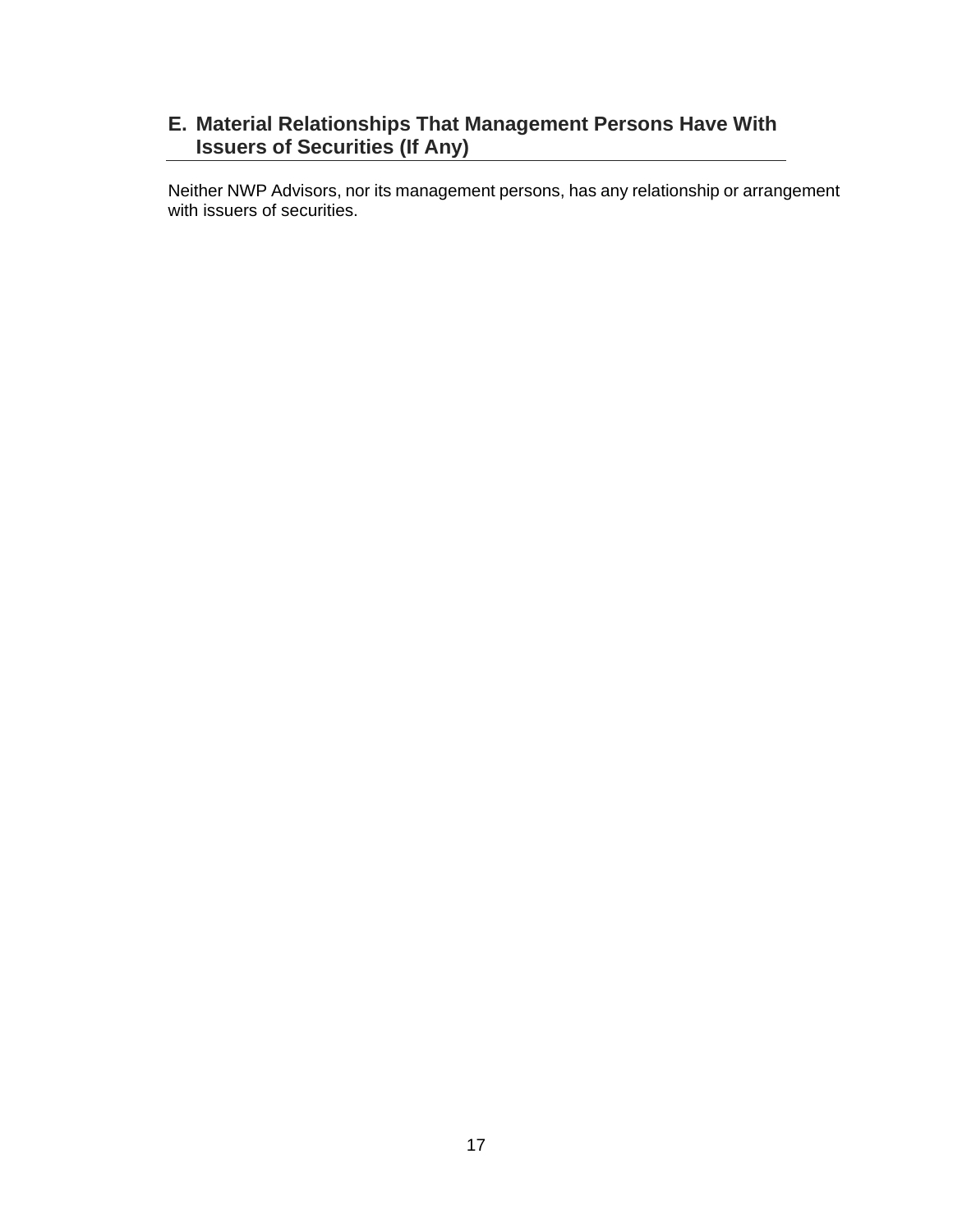## E. Material Relationships That Management Persons Have With Issuers of Securities (If Any)

Neither NWP Advisors, nor its management persons, has any relationship or arrangement with issuers of securities.